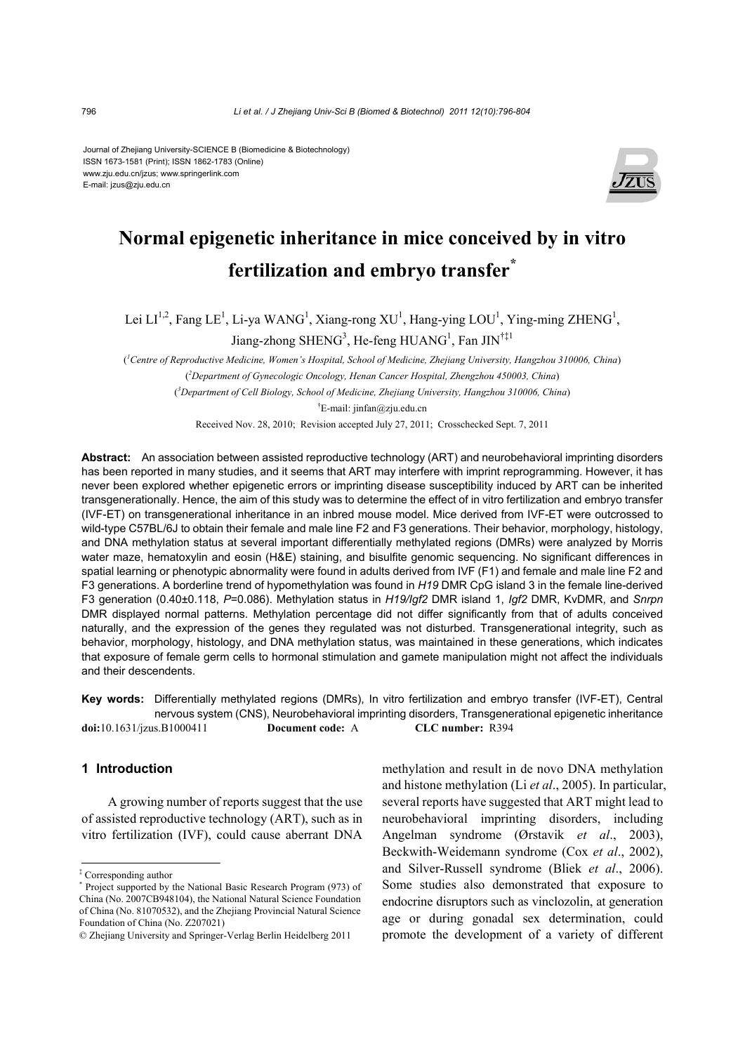Journal of Zhejiang University-SCIENCE B (Biomedicine & Biotechnology)
ISSN 1673-1581 (Print); ISSN 1862-1783 (Online)
www.zju.edu.cn/jzus; www.springerlink.com
E-mail: jzus@zju.edu.cn

# Normal epigenetic inheritance in mice conceived by in vitro fertilization and embryo transfer*

Lei LI[1,2], Fang LE[1], Li-ya WANG[1], Xiang-rong XU[1], Hang-ying LOU[1], Ying-ming ZHENG[1], Jiang-zhong SHENG[3], He-feng HUANG[1], Fan JIN[†‡1]

([1]Centre of Reproductive Medicine, Women's Hospital, School of Medicine, Zhejiang University, Hangzhou 310006, China)

([2]Department of Gynecologic Oncology, Henan Cancer Hospital, Zhengzhou 450003, China)

([3]Department of Cell Biology, School of Medicine, Zhejiang University, Hangzhou 310006, China)

[†]E-mail: jinfan@zju.edu.cn

Received Nov. 28, 2010; Revision accepted July 27, 2011; Crosschecked Sept. 7, 2011

**Abstract:** An association between assisted reproductive technology (ART) and neurobehavioral imprinting disorders has been reported in many studies, and it seems that ART may interfere with imprint reprogramming. However, it has never been explored whether epigenetic errors or imprinting disease susceptibility induced by ART can be inherited transgenerationally. Hence, the aim of this study was to determine the effect of in vitro fertilization and embryo transfer (IVF-ET) on transgenerational inheritance in an inbred mouse model. Mice derived from IVF-ET were outcrossed to wild-type C57BL/6J to obtain their female and male line F2 and F3 generations. Their behavior, morphology, histology, and DNA methylation status at several important differentially methylated regions (DMRs) were analyzed by Morris water maze, hematoxylin and eosin (H&E) staining, and bisulfite genomic sequencing. No significant differences in spatial learning or phenotypic abnormality were found in adults derived from IVF (F1) and female and male line F2 and F3 generations. A borderline trend of hypomethylation was found in *H19* DMR CpG island 3 in the female line-derived F3 generation (0.40±0.118, $P$=0.086). Methylation status in *H19/Igf2* DMR island 1, *Igf2* DMR, KvDMR, and *Snrpn* DMR displayed normal patterns. Methylation percentage did not differ significantly from that of adults conceived naturally, and the expression of the genes they regulated was not disturbed. Transgenerational integrity, such as behavior, morphology, histology, and DNA methylation status, was maintained in these generations, which indicates that exposure of female germ cells to hormonal stimulation and gamete manipulation might not affect the individuals and their descendents.

**Key words:** Differentially methylated regions (DMRs), In vitro fertilization and embryo transfer (IVF-ET), Central nervous system (CNS), Neurobehavioral imprinting disorders, Transgenerational epigenetic inheritance

**doi:**10.1631/jzus.B1000411 **Document code:** A **CLC number:** R394

## 1 Introduction

A growing number of reports suggest that the use of assisted reproductive technology (ART), such as in vitro fertilization (IVF), could cause aberrant DNA methylation and result in de novo DNA methylation and histone methylation (Li *et al*., 2005). In particular, several reports have suggested that ART might lead to neurobehavioral imprinting disorders, including Angelman syndrome (Ørstavik *et al*., 2003), Beckwith-Weidemann syndrome (Cox *et al*., 2002), and Silver-Russell syndrome (Bliek *et al*., 2006). Some studies also demonstrated that exposure to endocrine disruptors such as vinclozolin, at generation age or during gonadal sex determination, could promote the development of a variety of different

---

‡ Corresponding author

\* Project supported by the National Basic Research Program (973) of China (No. 2007CB948104), the National Natural Science Foundation of China (No. 81070532), and the Zhejiang Provincial Natural Science Foundation of China (No. Z207021)

© Zhejiang University and Springer-Verlag Berlin Heidelberg 2011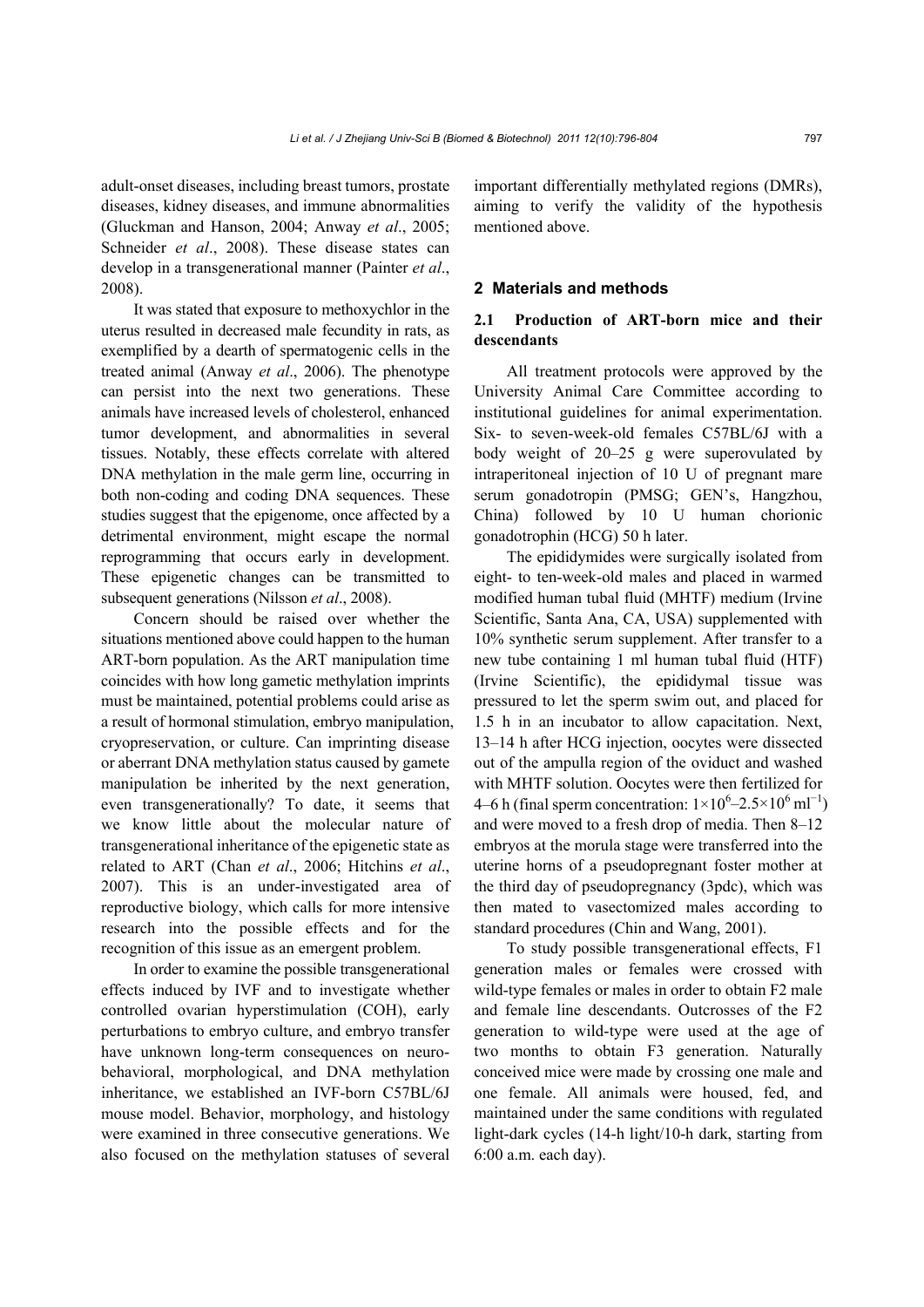adult-onset diseases, including breast tumors, prostate diseases, kidney diseases, and immune abnormalities (Gluckman and Hanson, 2004; Anway *et al*., 2005; Schneider *et al*., 2008). These disease states can develop in a transgenerational manner (Painter *et al*., 2008).

It was stated that exposure to methoxychlor in the uterus resulted in decreased male fecundity in rats, as exemplified by a dearth of spermatogenic cells in the treated animal (Anway *et al*., 2006). The phenotype can persist into the next two generations. These animals have increased levels of cholesterol, enhanced tumor development, and abnormalities in several tissues. Notably, these effects correlate with altered DNA methylation in the male germ line, occurring in both non-coding and coding DNA sequences. These studies suggest that the epigenome, once affected by a detrimental environment, might escape the normal reprogramming that occurs early in development. These epigenetic changes can be transmitted to subsequent generations (Nilsson *et al*., 2008).

Concern should be raised over whether the situations mentioned above could happen to the human ART-born population. As the ART manipulation time coincides with how long gametic methylation imprints must be maintained, potential problems could arise as a result of hormonal stimulation, embryo manipulation, cryopreservation, or culture. Can imprinting disease or aberrant DNA methylation status caused by gamete manipulation be inherited by the next generation, even transgenerationally? To date, it seems that we know little about the molecular nature of transgenerational inheritance of the epigenetic state as related to ART (Chan *et al*., 2006; Hitchins *et al*., 2007). This is an under-investigated area of reproductive biology, which calls for more intensive research into the possible effects and for the recognition of this issue as an emergent problem.

In order to examine the possible transgenerational effects induced by IVF and to investigate whether controlled ovarian hyperstimulation (COH), early perturbations to embryo culture, and embryo transfer have unknown long-term consequences on neurobehavioral, morphological, and DNA methylation inheritance, we established an IVF-born C57BL/6J mouse model. Behavior, morphology, and histology were examined in three consecutive generations. We also focused on the methylation statuses of several important differentially methylated regions (DMRs), aiming to verify the validity of the hypothesis mentioned above.

## 2 Materials and methods

### 2.1 Production of ART-born mice and their descendants

All treatment protocols were approved by the University Animal Care Committee according to institutional guidelines for animal experimentation. Six- to seven-week-old females C57BL/6J with a body weight of 20–25 g were superovulated by intraperitoneal injection of 10 U of pregnant mare serum gonadotropin (PMSG; GEN's, Hangzhou, China) followed by 10 U human chorionic gonadotrophin (HCG) 50 h later.

The epididymides were surgically isolated from eight- to ten-week-old males and placed in warmed modified human tubal fluid (MHTF) medium (Irvine Scientific, Santa Ana, CA, USA) supplemented with 10% synthetic serum supplement. After transfer to a new tube containing 1 ml human tubal fluid (HTF) (Irvine Scientific), the epididymal tissue was pressured to let the sperm swim out, and placed for 1.5 h in an incubator to allow capacitation. Next, 13–14 h after HCG injection, oocytes were dissected out of the ampulla region of the oviduct and washed with MHTF solution. Oocytes were then fertilized for 4–6 h (final sperm concentration: $1\times10^6$–$2.5\times10^6$ ml$^{-1}$) and were moved to a fresh drop of media. Then 8–12 embryos at the morula stage were transferred into the uterine horns of a pseudopregnant foster mother at the third day of pseudopregnancy (3pdc), which was then mated to vasectomized males according to standard procedures (Chin and Wang, 2001).

To study possible transgenerational effects, F1 generation males or females were crossed with wild-type females or males in order to obtain F2 male and female line descendants. Outcrosses of the F2 generation to wild-type were used at the age of two months to obtain F3 generation. Naturally conceived mice were made by crossing one male and one female. All animals were housed, fed, and maintained under the same conditions with regulated light-dark cycles (14-h light/10-h dark, starting from 6:00 a.m. each day).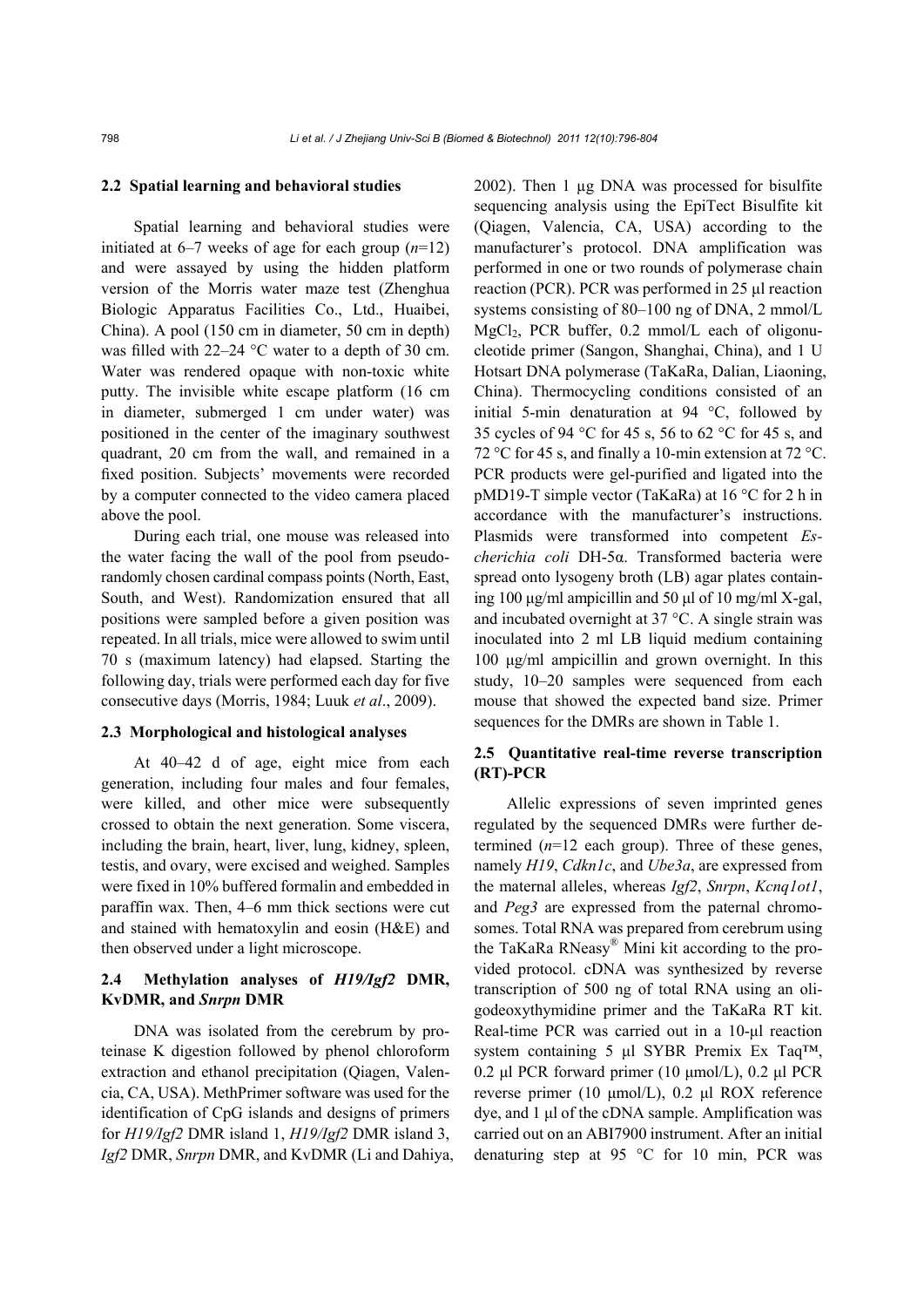### 2.2 Spatial learning and behavioral studies

Spatial learning and behavioral studies were initiated at 6–7 weeks of age for each group ($n$=12) and were assayed by using the hidden platform version of the Morris water maze test (Zhenghua Biologic Apparatus Facilities Co., Ltd., Huaibei, China). A pool (150 cm in diameter, 50 cm in depth) was filled with 22–24 °C water to a depth of 30 cm. Water was rendered opaque with non-toxic white putty. The invisible white escape platform (16 cm in diameter, submerged 1 cm under water) was positioned in the center of the imaginary southwest quadrant, 20 cm from the wall, and remained in a fixed position. Subjects' movements were recorded by a computer connected to the video camera placed above the pool.

During each trial, one mouse was released into the water facing the wall of the pool from pseudo-randomly chosen cardinal compass points (North, East, South, and West). Randomization ensured that all positions were sampled before a given position was repeated. In all trials, mice were allowed to swim until 70 s (maximum latency) had elapsed. Starting the following day, trials were performed each day for five consecutive days (Morris, 1984; Luuk *et al*., 2009).

### 2.3 Morphological and histological analyses

At 40–42 d of age, eight mice from each generation, including four males and four females, were killed, and other mice were subsequently crossed to obtain the next generation. Some viscera, including the brain, heart, liver, lung, kidney, spleen, testis, and ovary, were excised and weighed. Samples were fixed in 10% buffered formalin and embedded in paraffin wax. Then, 4–6 mm thick sections were cut and stained with hematoxylin and eosin (H&E) and then observed under a light microscope.

### 2.4 Methylation analyses of *H19/Igf2* DMR, KvDMR, and *Snrpn* DMR

DNA was isolated from the cerebrum by proteinase K digestion followed by phenol chloroform extraction and ethanol precipitation (Qiagen, Valencia, CA, USA). MethPrimer software was used for the identification of CpG islands and designs of primers for *H19/Igf2* DMR island 1, *H19/Igf2* DMR island 3, *Igf2* DMR, *Snrpn* DMR, and KvDMR (Li and Dahiya, 2002). Then 1 μg DNA was processed for bisulfite sequencing analysis using the EpiTect Bisulfite kit (Qiagen, Valencia, CA, USA) according to the manufacturer's protocol. DNA amplification was performed in one or two rounds of polymerase chain reaction (PCR). PCR was performed in 25 μl reaction systems consisting of 80–100 ng of DNA, 2 mmol/L $MgCl_2$, PCR buffer, 0.2 mmol/L each of oligonucleotide primer (Sangon, Shanghai, China), and 1 U Hotsart DNA polymerase (TaKaRa, Dalian, Liaoning, China). Thermocycling conditions consisted of an initial 5-min denaturation at 94 °C, followed by 35 cycles of 94 °C for 45 s, 56 to 62 °C for 45 s, and 72 °C for 45 s, and finally a 10-min extension at 72 °C. PCR products were gel-purified and ligated into the pMD19-T simple vector (TaKaRa) at 16 °C for 2 h in accordance with the manufacturer's instructions. Plasmids were transformed into competent *Escherichia coli* DH-5α. Transformed bacteria were spread onto lysogeny broth (LB) agar plates containing 100 μg/ml ampicillin and 50 μl of 10 mg/ml X-gal, and incubated overnight at 37 °C. A single strain was inoculated into 2 ml LB liquid medium containing 100 μg/ml ampicillin and grown overnight. In this study, 10–20 samples were sequenced from each mouse that showed the expected band size. Primer sequences for the DMRs are shown in Table 1.

### 2.5 Quantitative real-time reverse transcription (RT)-PCR

Allelic expressions of seven imprinted genes regulated by the sequenced DMRs were further determined ($n$=12 each group). Three of these genes, namely *H19*, *Cdkn1c*, and *Ube3a*, are expressed from the maternal alleles, whereas *Igf2*, *Snrpn*, *Kcnq1ot1*, and *Peg3* are expressed from the paternal chromosomes. Total RNA was prepared from cerebrum using the TaKaRa RNeasy® Mini kit according to the provided protocol. cDNA was synthesized by reverse transcription of 500 ng of total RNA using an oligodeoxythymidine primer and the TaKaRa RT kit. Real-time PCR was carried out in a 10-μl reaction system containing 5 μl SYBR Premix Ex Taq™, 0.2 μl PCR forward primer (10 μmol/L), 0.2 μl PCR reverse primer (10 μmol/L), 0.2 μl ROX reference dye, and 1 μl of the cDNA sample. Amplification was carried out on an ABI7900 instrument. After an initial denaturing step at 95 °C for 10 min, PCR was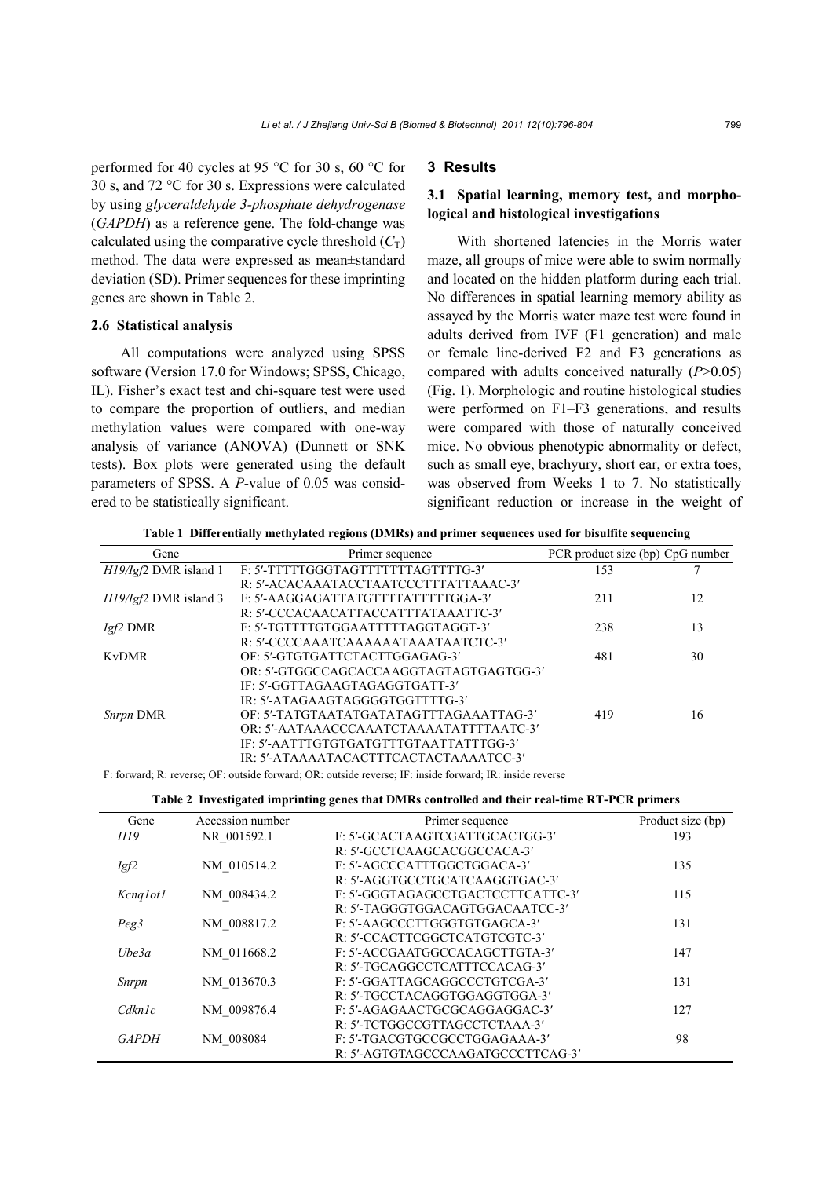performed for 40 cycles at 95 °C for 30 s, 60 °C for 30 s, and 72 °C for 30 s. Expressions were calculated by using *glyceraldehyde 3-phosphate dehydrogenase* (*GAPDH*) as a reference gene. The fold-change was calculated using the comparative cycle threshold ($C_T$) method. The data were expressed as mean±standard deviation (SD). Primer sequences for these imprinting genes are shown in Table 2.

### 2.6 Statistical analysis

All computations were analyzed using SPSS software (Version 17.0 for Windows; SPSS, Chicago, IL). Fisher's exact test and chi-square test were used to compare the proportion of outliers, and median methylation values were compared with one-way analysis of variance (ANOVA) (Dunnett or SNK tests). Box plots were generated using the default parameters of SPSS. A *P*-value of 0.05 was considered to be statistically significant.

## 3 Results

### 3.1 Spatial learning, memory test, and morphological and histological investigations

With shortened latencies in the Morris water maze, all groups of mice were able to swim normally and located on the hidden platform during each trial. No differences in spatial learning memory ability as assayed by the Morris water maze test were found in adults derived from IVF (F1 generation) and male or female line-derived F2 and F3 generations as compared with adults conceived naturally ($P>0.05$) (Fig. 1). Morphologic and routine histological studies were performed on F1–F3 generations, and results were compared with those of naturally conceived mice. No obvious phenotypic abnormality or defect, such as small eye, brachyury, short ear, or extra toes, was observed from Weeks 1 to 7. No statistically significant reduction or increase in the weight of

**Table 1 Differentially methylated regions (DMRs) and primer sequences used for bisulfite sequencing**

| Gene | Primer sequence | PCR product size (bp) | CpG number |
|---|---|---|---|
| *H19/Igf2* DMR island 1 | F: 5′-TTTTTGGGTAGTTTTTTTAGTTTTG-3′ | 153 | 7 |
| | R: 5′-ACACAAATACCTAATCCCTTTATTAAAC-3′ | | |
| *H19/Igf2* DMR island 3 | F: 5′-AAGGAGATTATGTTTTATTTTTGGA-3′ | 211 | 12 |
| | R: 5′-CCCACAACATTACCATTTATAAATTC-3′ | | |
| *Igf2* DMR | F: 5′-TGTTTTGTGGAATTTTTAGGTAGGT-3′ | 238 | 13 |
| | R: 5′-CCCCAAATCAAAAAAATAAATAATCTC-3′ | | |
| KvDMR | OF: 5′-GTGTGATTCTACTTGGAGAG-3′ | 481 | 30 |
| | OR: 5′-GTGGCCAGCACCAAGGTAGTAGTGAGTGG-3′ | | |
| | IF: 5′-GGTTAGAAGTAGAGGTGATT-3′ | | |
| | IR: 5′-ATAGAAGTAGGGGTGGTTTTG-3′ | | |
| *Snrpn* DMR | OF: 5′-TATGTAATATGATATAGTTTAGAAATTAG-3′ | 419 | 16 |
| | OR: 5′-AATAAACCCAAATCTAAAATATTTTAATC-3′ | | |
| | IF: 5′-AATTTGTGTGATGTTTGTAATTATTTGG-3′ | | |
| | IR: 5′-ATAAAATACACTTTCACTACTAAAATCC-3′ | | |

F: forward; R: reverse; OF: outside forward; OR: outside reverse; IF: inside forward; IR: inside reverse

**Table 2 Investigated imprinting genes that DMRs controlled and their real-time RT-PCR primers**

| Gene | Accession number | Primer sequence | Product size (bp) |
|---|---|---|---|
| *H19* | NR_001592.1 | F: 5′-GCACTAAGTCGATTGCACTGG-3′ | 193 |
| | | R: 5′-GCCTCAAGCACGGCCACA-3′ | |
| *Igf2* | NM_010514.2 | F: 5′-AGCCCATTTGGCTGGACA-3′ | 135 |
| | | R: 5′-AGGTGCCTGCATCAAGGTGAC-3′ | |
| *Kcnq1ot1* | NM_008434.2 | F: 5′-GGGTAGAGCCTGACTCCTTCATTC-3′ | 115 |
| | | R: 5′-TAGGGTGGACAGTGGACAATCC-3′ | |
| *Peg3* | NM_008817.2 | F: 5′-AAGCCCTTGGGTGTGAGCA-3′ | 131 |
| | | R: 5′-CCACTTCGGCTCATGTCGTC-3′ | |
| *Ube3a* | NM_011668.2 | F: 5′-ACCGAATGGCCACAGCTTGTA-3′ | 147 |
| | | R: 5′-TGCAGGCCTCATTTCCACAG-3′ | |
| *Snrpn* | NM_013670.3 | F: 5′-GGATTAGCAGGCCCTGTCGA-3′ | 131 |
| | | R: 5′-TGCCTACAGGTGGAGGTGGA-3′ | |
| *Cdkn1c* | NM_009876.4 | F: 5′-AGAGAACTGCGCAGGAGGAC-3′ | 127 |
| | | R: 5′-TCTGGCCGTTAGCCTCTAAA-3′ | |
| *GAPDH* | NM_008084 | F: 5′-TGACGTGCCGCCTGGAGAAA-3′ | 98 |
| | | R: 5′-AGTGTAGCCCAAGATGCCCTTCAG-3′ | |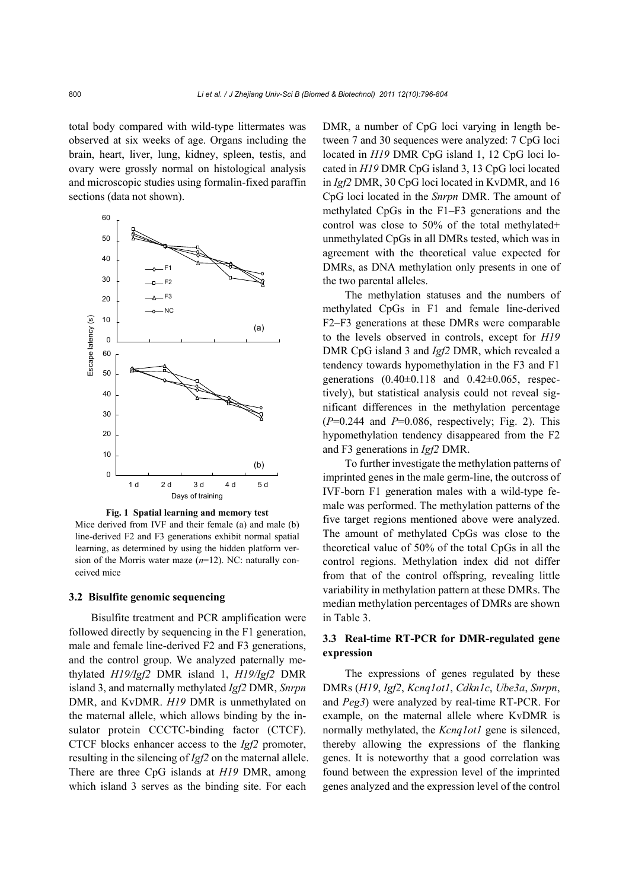total body compared with wild-type littermates was observed at six weeks of age. Organs including the brain, heart, liver, lung, kidney, spleen, testis, and ovary were grossly normal on histological analysis and microscopic studies using formalin-fixed paffin sections (data not shown).

**Fig. 1 Spatial learning and memory test**

Mice derived from IVF and their female (a) and male (b) line-derived F2 and F3 generations exhibit normal spatial learning, as determined by using the hidden platform version of the Morris water maze ($n$=12). NC: naturally conceived mice

### 3.2 Bisulfite genomic sequencing

Bisulfite treatment and PCR amplification were followed directly by sequencing in the F1 generation, male and female line-derived F2 and F3 generations, and the control group. We analyzed paternally methylated *H19*/*Igf2* DMR island 1, *H19*/*Igf2* DMR island 3, and maternally methylated *Igf2* DMR, *Snrpn* DMR, and KvDMR. *H19* DMR is unmethylated on the maternal allele, which allows binding by the insulator protein CCCTC-binding factor (CTCF). CTCF blocks enhancer access to the *Igf2* promoter, resulting in the silencing of *Igf2* on the maternal allele. There are three CpG islands at *H19* DMR, among which island 3 serves as the binding site. For each DMR, a number of CpG loci varying in length between 7 and 30 sequences were analyzed: 7 CpG loci located in *H19* DMR CpG island 1, 12 CpG loci located in *H19* DMR CpG island 3, 13 CpG loci located in *Igf2* DMR, 30 CpG loci located in KvDMR, and 16 CpG loci located in the *Snrpn* DMR. The amount of methylated CpGs in the F1–F3 generations and the control was close to 50% of the total methylated+ unmethylated CpGs in all DMRs tested, which was in agreement with the theoretical value expected for DMRs, as DNA methylation only presents in one of the two parental alleles.

The methylation statuses and the numbers of methylated CpGs in F1 and female line-derived F2–F3 generations at these DMRs were comparable to the levels observed in controls, except for *H19* DMR CpG island 3 and *Igf2* DMR, which revealed a tendency towards hypomethylation in the F3 and F1 generations ($0.40\pm0.118$ and $0.42\pm0.065$, respectively), but statistical analysis could not reveal significant differences in the methylation percentage ($P$=0.244 and $P$=0.086, respectively; Fig. 2). This hypomethylation tendency disappeared from the F2 and F3 generations in *Igf2* DMR.

To further investigate the methylation patterns of imprinted genes in the male germ-line, the outcross of IVF-born F1 generation males with a wild-type female was performed. The methylation patterns of the five target regions mentioned above were analyzed. The amount of methylated CpGs was close to the theoretical value of 50% of the total CpGs in all the control regions. Methylation index did not differ from that of the control offspring, revealing little variability in methylation pattern at these DMRs. The median methylation percentages of DMRs are shown in Table 3.

### 3.3 Real-time RT-PCR for DMR-regulated gene expression

The expressions of genes regulated by these DMRs (*H19*, *Igf2*, *Kcnq1ot1*, *Cdkn1c*, *Ube3a*, *Snrpn*, and *Peg3*) were analyzed by real-time RT-PCR. For example, on the maternal allele where KvDMR is normally methylated, the *Kcnq1ot1* gene is silenced, thereby allowing the expressions of the flanking genes. It is noteworthy that a good correlation was found between the expression level of the imprinted genes analyzed and the expression level of the control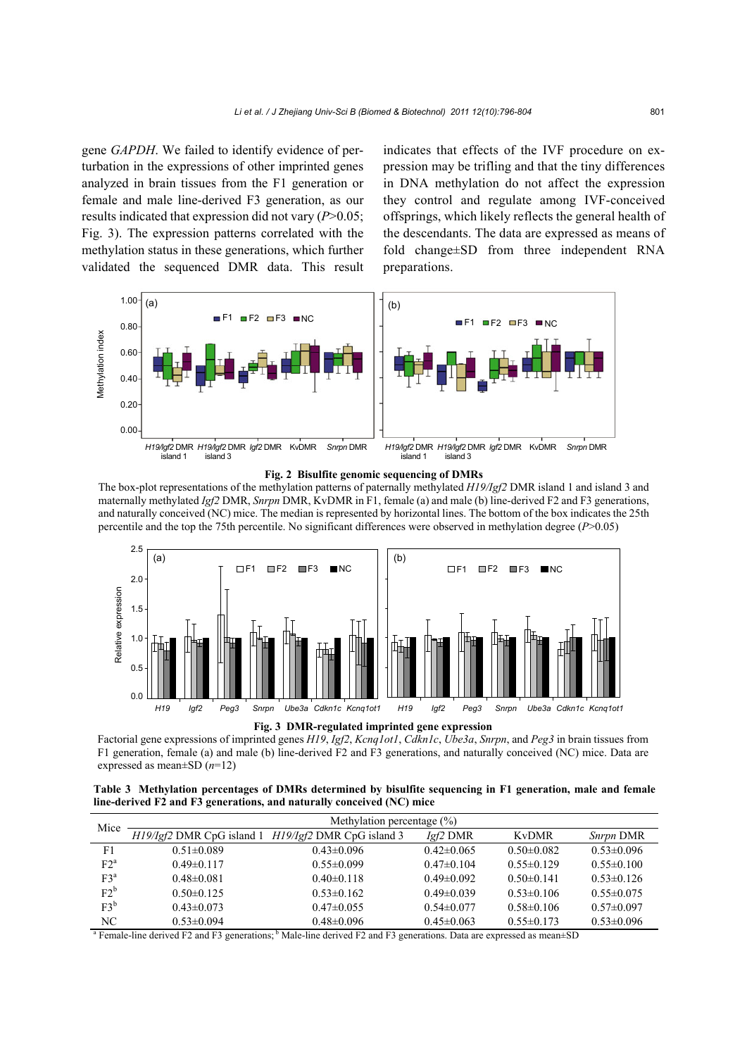gene *GAPDH*. We failed to identify evidence of perturbation in the expressions of other imprinted genes analyzed in brain tissues from the F1 generation or female and male line-derived F3 generation, as our results indicated that expression did not vary ($P$>0.05; Fig. 3). The expression patterns correlated with the methylation status in these generations, which further validated the sequenced DMR data. This result indicates that effects of the IVF procedure on expression may be trifling and that the tiny differences in DNA methylation do not affect the expression they control and regulate among IVF-conceived offsprings, which likely reflects the general health of the descendants. The data are expressed as means of fold change±SD from three independent RNA preparations.

**Fig. 2 Bisulfite genomic sequencing of DMRs**

The box-plot representations of the methylation patterns of paternally methylated *H19/Igf2* DMR island 1 and island 3 and maternally methylated *Igf2* DMR, *Snrpn* DMR, KvDMR in F1, female (a) and male (b) line-derived F2 and F3 generations, and naturally conceived (NC) mice. The median is represented by horizontal lines. The bottom of the box indicates the 25th percentile and the top the 75th percentile. No significant differences were observed in methylation degree ($P$>0.05)

**Fig. 3 DMR-regulated imprinted gene expression**

Factorial gene expressions of imprinted genes *H19*, *Igf2*, *Kcnq1ot1*, *Cdkn1c*, *Ube3a*, *Snrpn*, and *Peg3* in brain tissues from F1 generation, female (a) and male (b) line-derived F2 and F3 generations, and naturally conceived (NC) mice. Data are expressed as mean±SD ($n$=12)

**Table 3 Methylation percentages of DMRs determined by bisulfite sequencing in F1 generation, male and female line-derived F2 and F3 generations, and naturally conceived (NC) mice**

| Mice | Methylation percentage (%) | | | | |
|---|---|---|---|---|---|
| | *H19/Igf2* DMR CpG island 1 | *H19/Igf2* DMR CpG island 3 | *Igf2* DMR | KvDMR | *Snrpn* DMR |
| F1 | 0.51±0.089 | 0.43±0.096 | 0.42±0.065 | 0.50±0.082 | 0.53±0.096 |
| F2[a] | 0.49±0.117 | 0.55±0.099 | 0.47±0.104 | 0.55±0.129 | 0.55±0.100 |
| F3[a] | 0.48±0.081 | 0.40±0.118 | 0.49±0.092 | 0.50±0.141 | 0.53±0.126 |
| F2[b] | 0.50±0.125 | 0.53±0.162 | 0.49±0.039 | 0.53±0.106 | 0.55±0.075 |
| F3[b] | 0.43±0.073 | 0.47±0.055 | 0.54±0.077 | 0.58±0.106 | 0.57±0.097 |
| NC | 0.53±0.094 | 0.48±0.096 | 0.45±0.063 | 0.55±0.173 | 0.53±0.096 |

[a] Female-line derived F2 and F3 generations; [b] Male-line derived F2 and F3 generations. Data are expressed as mean±SD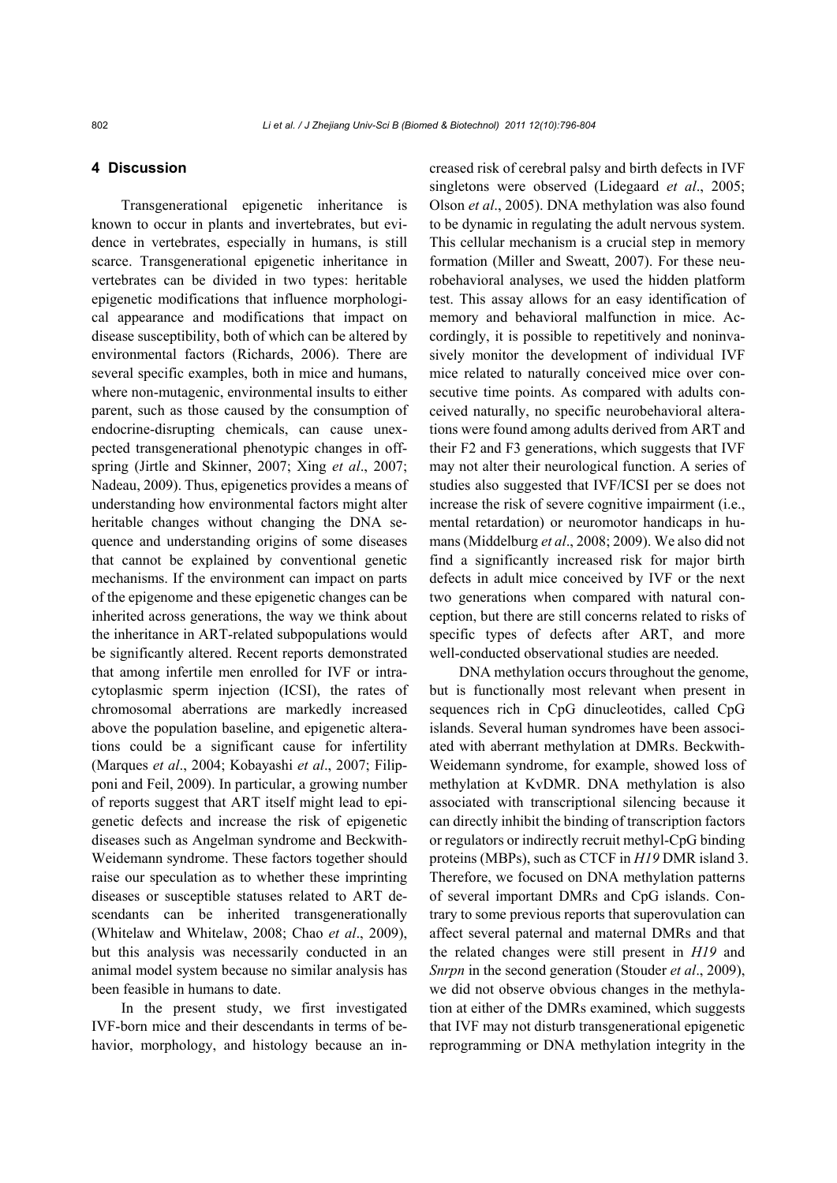## 4 Discussion

Transgenerational epigenetic inheritance is known to occur in plants and invertebrates, but evidence in vertebrates, especially in humans, is still scarce. Transgenerational epigenetic inheritance in vertebrates can be divided in two types: heritable epigenetic modifications that influence morphological appearance and modifications that impact on disease susceptibility, both of which can be altered by environmental factors (Richards, 2006). There are several specific examples, both in mice and humans, where non-mutagenic, environmental insults to either parent, such as those caused by the consumption of endocrine-disrupting chemicals, can cause unexpected transgenerational phenotypic changes in offspring (Jirtle and Skinner, 2007; Xing *et al*., 2007; Nadeau, 2009). Thus, epigenetics provides a means of understanding how environmental factors might alter heritable changes without changing the DNA sequence and understanding origins of some diseases that cannot be explained by conventional genetic mechanisms. If the environment can impact on parts of the epigenome and these epigenetic changes can be inherited across generations, the way we think about the inheritance in ART-related subpopulations would be significantly altered. Recent reports demonstrated that among infertile men enrolled for IVF or intracytoplasmic sperm injection (ICSI), the rates of chromosomal aberrations are markedly increased above the population baseline, and epigenetic alterations could be a significant cause for infertility (Marques *et al*., 2004; Kobayashi *et al*., 2007; Filipponi and Feil, 2009). In particular, a growing number of reports suggest that ART itself might lead to epigenetic defects and increase the risk of epigenetic diseases such as Angelman syndrome and Beckwith-Weidemann syndrome. These factors together should raise our speculation as to whether these imprinting diseases or susceptible statuses related to ART descendants can be inherited transgenerationally (Whitelaw and Whitelaw, 2008; Chao *et al*., 2009), but this analysis was necessarily conducted in an animal model system because no similar analysis has been feasible in humans to date.

In the present study, we first investigated IVF-born mice and their descendants in terms of behavior, morphology, and histology because an increased risk of cerebral palsy and birth defects in IVF singletons were observed (Lidegaard *et al*., 2005; Olson *et al*., 2005). DNA methylation was also found to be dynamic in regulating the adult nervous system. This cellular mechanism is a crucial step in memory formation (Miller and Sweatt, 2007). For these neurobehavioral analyses, we used the hidden platform test. This assay allows for an easy identification of memory and behavioral malfunction in mice. Accordingly, it is possible to repetitively and noninvasively monitor the development of individual IVF mice related to naturally conceived mice over consecutive time points. As compared with adults conceived naturally, no specific neurobehavioral alterations were found among adults derived from ART and their F2 and F3 generations, which suggests that IVF may not alter their neurological function. A series of studies also suggested that IVF/ICSI per se does not increase the risk of severe cognitive impairment (i.e., mental retardation) or neuromotor handicaps in humans (Middelburg *et al*., 2008; 2009). We also did not find a significantly increased risk for major birth defects in adult mice conceived by IVF or the next two generations when compared with natural conception, but there are still concerns related to risks of specific types of defects after ART, and more well-conducted observational studies are needed.

DNA methylation occurs throughout the genome, but is functionally most relevant when present in sequences rich in CpG dinucleotides, called CpG islands. Several human syndromes have been associated with aberrant methylation at DMRs. Beckwith-Weidemann syndrome, for example, showed loss of methylation at KvDMR. DNA methylation is also associated with transcriptional silencing because it can directly inhibit the binding of transcription factors or regulators or indirectly recruit methyl-CpG binding proteins (MBPs), such as CTCF in *H19* DMR island 3. Therefore, we focused on DNA methylation patterns of several important DMRs and CpG islands. Contrary to some previous reports that superovulation can affect several paternal and maternal DMRs and that the related changes were still present in *H19* and *Snrpn* in the second generation (Stouder *et al*., 2009), we did not observe obvious changes in the methylation at either of the DMRs examined, which suggests that IVF may not disturb transgenerational epigenetic reprogramming or DNA methylation integrity in the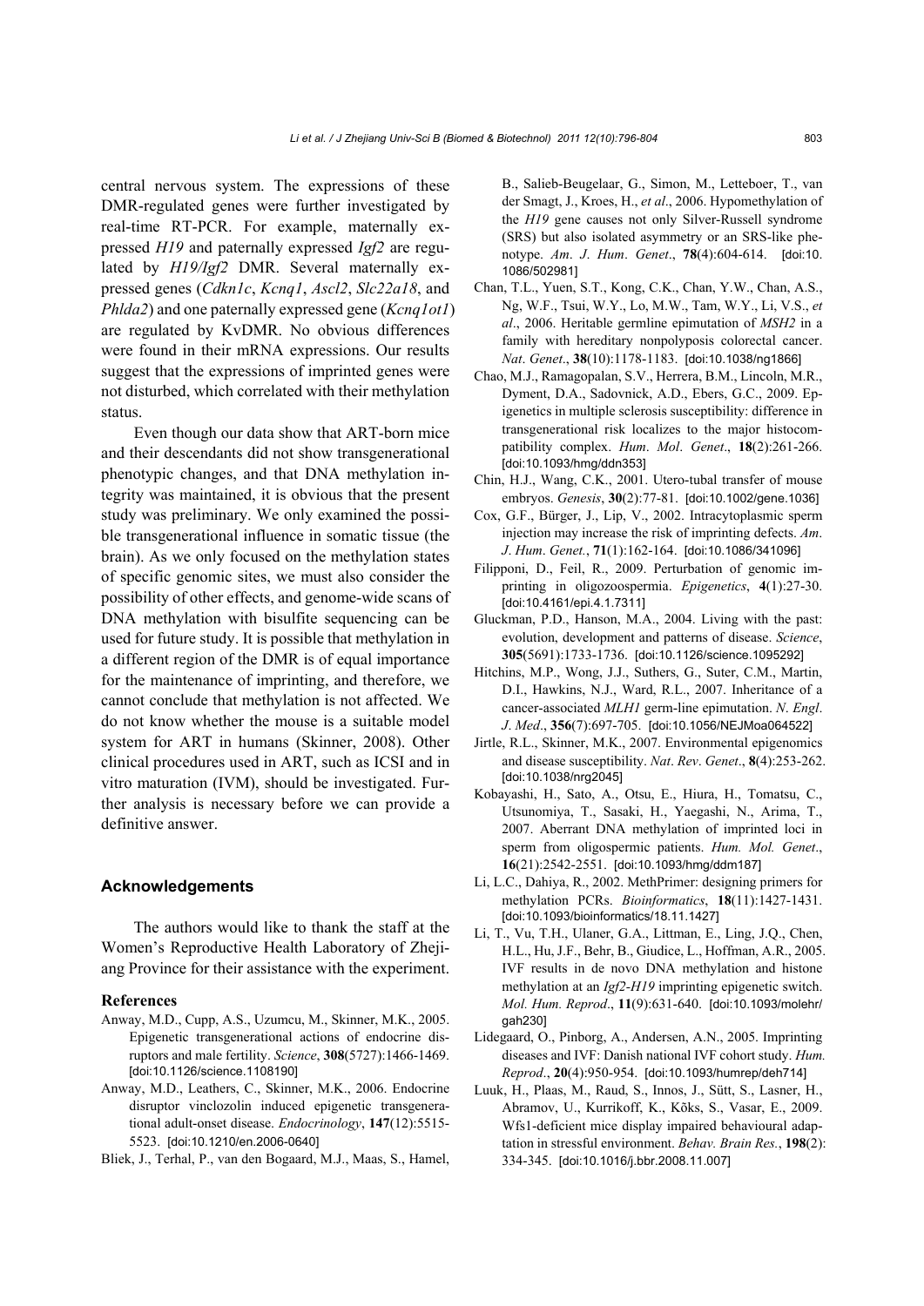central nervous system. The expressions of these DMR-regulated genes were further investigated by real-time RT-PCR. For example, maternally expressed *H19* and paternally expressed *Igf2* are regulated by *H19/Igf2* DMR. Several maternally expressed genes (*Cdkn1c*, *Kcnq1*, *Ascl2*, *Slc22a18*, and *Phlda2*) and one paternally expressed gene (*Kcnq1ot1*) are regulated by KvDMR. No obvious differences were found in their mRNA expressions. Our results suggest that the expressions of imprinted genes were not disturbed, which correlated with their methylation status.

Even though our data show that ART-born mice and their descendants did not show transgenerational phenotypic changes, and that DNA methylation integrity was maintained, it is obvious that the present study was preliminary. We only examined the possible transgenerational influence in somatic tissue (the brain). As we only focused on the methylation states of specific genomic sites, we must also consider the possibility of other effects, and genome-wide scans of DNA methylation with bisulfite sequencing can be used for future study. It is possible that methylation in a different region of the DMR is of equal importance for the maintenance of imprinting, and therefore, we cannot conclude that methylation is not affected. We do not know whether the mouse is a suitable model system for ART in humans (Skinner, 2008). Other clinical procedures used in ART, such as ICSI and in vitro maturation (IVM), should be investigated. Further analysis is necessary before we can provide a definitive answer.

## Acknowledgements

The authors would like to thank the staff at the Women's Reproductive Health Laboratory of Zhejiang Province for their assistance with the experiment.

### References

Anway, M.D., Cupp, A.S., Uzumcu, M., Skinner, M.K., 2005. Epigenetic transgenerational actions of endocrine disruptors and male fertility. *Science*, **308**(5727):1466-1469. [doi:10.1126/science.1108190]

Anway, M.D., Leathers, C., Skinner, M.K., 2006. Endocrine disruptor vinclozolin induced epigenetic transgenerational adult-onset disease. *Endocrinology*, **147**(12):5515-5523. [doi:10.1210/en.2006-0640]

Bliek, J., Terhal, P., van den Bogaard, M.J., Maas, S., Hamel, B., Salieb-Beugelaar, G., Simon, M., Letteboer, T., van der Smagt, J., Kroes, H., *et al*., 2006. Hypomethylation of the *H19* gene causes not only Silver-Russell syndrome (SRS) but also isolated asymmetry or an SRS-like phenotype. *Am*. *J*. *Hum*. *Genet*., **78**(4):604-614. [doi:10.1086/502981]

Chan, T.L., Yuen, S.T., Kong, C.K., Chan, Y.W., Chan, A.S., Ng, W.F., Tsui, W.Y., Lo, M.W., Tam, W.Y., Li, V.S., *et al*., 2006. Heritable germline epimutation of *MSH2* in a family with hereditary nonpolyposis colorectal cancer. *Nat*. *Genet*., **38**(10):1178-1183. [doi:10.1038/ng1866]

Chao, M.J., Ramagopalan, S.V., Herrera, B.M., Lincoln, M.R., Dyment, D.A., Sadovnick, A.D., Ebers, G.C., 2009. Epigenetics in multiple sclerosis susceptibility: difference in transgenerational risk localizes to the major histocompatibility complex. *Hum*. *Mol*. *Genet*., **18**(2):261-266. [doi:10.1093/hmg/ddn353]

Chin, H.J., Wang, C.K., 2001. Utero-tubal transfer of mouse embryos. *Genesis*, **30**(2):77-81. [doi:10.1002/gene.1036]

Cox, G.F., Bürger, J., Lip, V., 2002. Intracytoplasmic sperm injection may increase the risk of imprinting defects. *Am*. *J*. *Hum*. *Genet.*, **71**(1):162-164. [doi:10.1086/341096]

Filipponi, D., Feil, R., 2009. Perturbation of genomic imprinting in oligozoospermia. *Epigenetics*, **4**(1):27-30. [doi:10.4161/epi.4.1.7311]

Gluckman, P.D., Hanson, M.A., 2004. Living with the past: evolution, development and patterns of disease. *Science*, **305**(5691):1733-1736. [doi:10.1126/science.1095292]

Hitchins, M.P., Wong, J.J., Suthers, G., Suter, C.M., Martin, D.I., Hawkins, N.J., Ward, R.L., 2007. Inheritance of a cancer-associated *MLH1* germ-line epimutation. *N*. *Engl*. *J*. *Med*., **356**(7):697-705. [doi:10.1056/NEJMoa064522]

Jirtle, R.L., Skinner, M.K., 2007. Environmental epigenomics and disease susceptibility. *Nat*. *Rev*. *Genet*., **8**(4):253-262. [doi:10.1038/nrg2045]

Kobayashi, H., Sato, A., Otsu, E., Hiura, H., Tomatsu, C., Utsunomiya, T., Sasaki, H., Yaegashi, N., Arima, T., 2007. Aberrant DNA methylation of imprinted loci in sperm from oligospermic patients. *Hum. Mol. Genet*., **16**(21):2542-2551. [doi:10.1093/hmg/ddm187]

Li, L.C., Dahiya, R., 2002. MethPrimer: designing primers for methylation PCRs. *Bioinformatics*, **18**(11):1427-1431. [doi:10.1093/bioinformatics/18.11.1427]

Li, T., Vu, T.H., Ulaner, G.A., Littman, E., Ling, J.Q., Chen, H.L., Hu, J.F., Behr, B., Giudice, L., Hoffman, A.R., 2005. IVF results in de novo DNA methylation and histone methylation at an *Igf2-H19* imprinting epigenetic switch. *Mol. Hum. Reprod*., **11**(9):631-640. [doi:10.1093/molehr/gah230]

Lidegaard, O., Pinborg, A., Andersen, A.N., 2005. Imprinting diseases and IVF: Danish national IVF cohort study. *Hum. Reprod*., **20**(4):950-954. [doi:10.1093/humrep/deh714]

Luuk, H., Plaas, M., Raud, S., Innos, J., Sütt, S., Lasner, H., Abramov, U., Kurrikoff, K., Kõks, S., Vasar, E., 2009. Wfs1-deficient mice display impaired behavioural adaptation in stressful environment. *Behav. Brain Res.*, **198**(2): 334-345. [doi:10.1016/j.bbr.2008.11.007]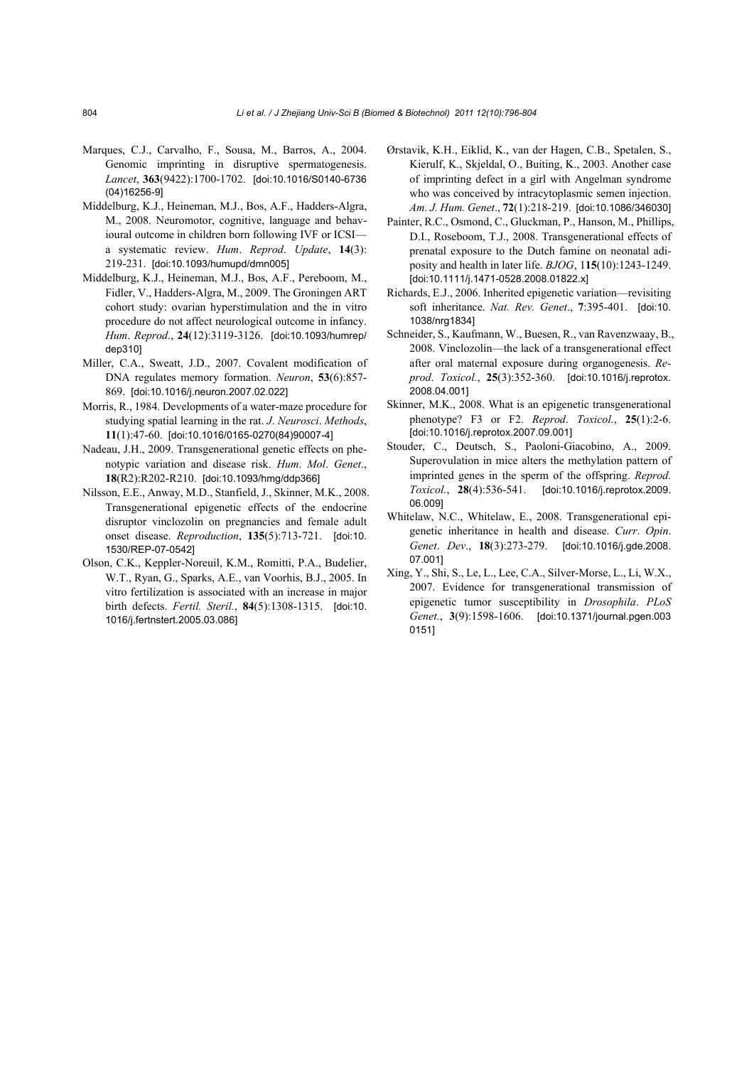Marques, C.J., Carvalho, F., Sousa, M., Barros, A., 2004. Genomic imprinting in disruptive spermatogenesis. *Lancet*, **363**(9422):1700-1702. [doi:10.1016/S0140-6736(04)16256-9]

Middelburg, K.J., Heineman, M.J., Bos, A.F., Hadders-Algra, M., 2008. Neuromotor, cognitive, language and behavioural outcome in children born following IVF or ICSI—a systematic review. *Hum*. *Reprod*. *Update*, **14**(3): 219-231. [doi:10.1093/humupd/dmn005]

Middelburg, K.J., Heineman, M.J., Bos, A.F., Pereboom, M., Fidler, V., Hadders-Algra, M., 2009. The Groningen ART cohort study: ovarian hyperstimulation and the in vitro procedure do not affect neurological outcome in infancy. *Hum*. *Reprod*., **24**(12):3119-3126. [doi:10.1093/humrep/dep310]

Miller, C.A., Sweatt, J.D., 2007. Covalent modification of DNA regulates memory formation. *Neuron*, **53**(6):857-869. [doi:10.1016/j.neuron.2007.02.022]

Morris, R., 1984. Developments of a water-maze procedure for studying spatial learning in the rat. *J*. *Neurosci*. *Methods*, **11**(1):47-60. [doi:10.1016/0165-0270(84)90007-4]

Nadeau, J.H., 2009. Transgenerational genetic effects on phenotypic variation and disease risk. *Hum*. *Mol*. *Genet*., **18**(R2):R202-R210. [doi:10.1093/hmg/ddp366]

Nilsson, E.E., Anway, M.D., Stanfield, J., Skinner, M.K., 2008. Transgenerational epigenetic effects of the endocrine disruptor vinclozolin on pregnancies and female adult onset disease. *Reproduction*, **135**(5):713-721. [doi:10.1530/REP-07-0542]

Olson, C.K., Keppler-Noreuil, K.M., Romitti, P.A., Budelier, W.T., Ryan, G., Sparks, A.E., van Voorhis, B.J., 2005. In vitro fertilization is associated with an increase in major birth defects. *Fertil. Steril.*, **84**(5):1308-1315. [doi:10.1016/j.fertnstert.2005.03.086]

Ørstavik, K.H., Eiklid, K., van der Hagen, C.B., Spetalen, S., Kierulf, K., Skjeldal, O., Buiting, K., 2003. Another case of imprinting defect in a girl with Angelman syndrome who was conceived by intracytoplasmic semen injection. *Am. J. Hum. Genet*., **72**(1):218-219. [doi:10.1086/346030]

Painter, R.C., Osmond, C., Gluckman, P., Hanson, M., Phillips, D.I., Roseboom, T.J., 2008. Transgenerational effects of prenatal exposure to the Dutch famine on neonatal adiposity and health in later life. *BJOG*, 1**15**(10):1243-1249. [doi:10.1111/j.1471-0528.2008.01822.x]

Richards, E.J., 2006. Inherited epigenetic variation—revisiting soft inheritance. *Nat. Rev. Genet*., **7**:395-401. [doi:10.1038/nrg1834]

Schneider, S., Kaufmann, W., Buesen, R., van Ravenzwaay, B., 2008. Vinclozolin—the lack of a transgenerational effect after oral maternal exposure during organogenesis. *Reprod*. *Toxicol.*, **25**(3):352-360. [doi:10.1016/j.reprotox.2008.04.001]

Skinner, M.K., 2008. What is an epigenetic transgenerational phenotype? F3 or F2. *Reprod*. *Toxicol.*, **25**(1):2-6. [doi:10.1016/j.reprotox.2007.09.001]

Stouder, C., Deutsch, S., Paoloni-Giacobino, A., 2009. Superovulation in mice alters the methylation pattern of imprinted genes in the sperm of the offspring. *Reprod. Toxicol.*, **28**(4):536-541. [doi:10.1016/j.reprotox.2009.06.009]

Whitelaw, N.C., Whitelaw, E., 2008. Transgenerational epigenetic inheritance in health and disease. *Curr*. *Opin*. *Genet*. *Dev*., **18**(3):273-279. [doi:10.1016/j.gde.2008.07.001]

Xing, Y., Shi, S., Le, L., Lee, C.A., Silver-Morse, L., Li, W.X., 2007. Evidence for transgenerational transmission of epigenetic tumor susceptibility in *Drosophila*. *PLoS Genet.*, **3**(9):1598-1606. [doi:10.1371/journal.pgen.0030151]